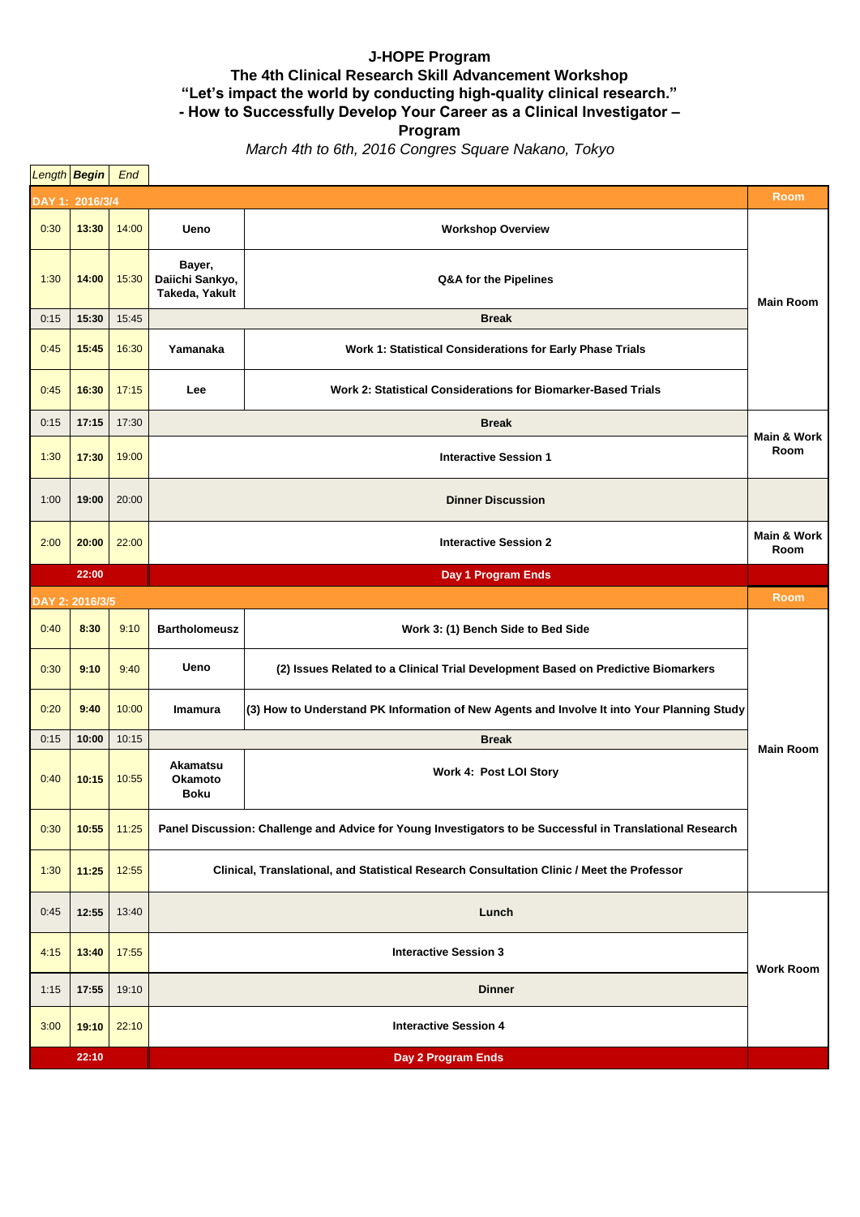# J-HOPE Program
## The 4th Clinical Research Skill Advancement Workshop
## "Let's impact the world by conducting high-quality clinical research."
## - How to Successfully Develop Your Career as a Clinical Investigator –
## Program

*March 4th to 6th, 2016 Congres Square Nakano, Tokyo*

| *Length* | ***Begin*** | *End* | | | |
|---|---|---|---|---|---|
| **DAY 1: 2016/3/4** | | | | | **Room** |
| 0:30 | **13:30** | 14:00 | **Ueno** | **Workshop Overview** | **Main Room** |
| 1:30 | **14:00** | 15:30 | **Bayer, Daiichi Sankyo, Takeda, Yakult** | **Q&A for the Pipelines** | |
| 0:15 | **15:30** | 15:45 | **Break** | | |
| 0:45 | **15:45** | 16:30 | **Yamanaka** | **Work 1: Statistical Considerations for Early Phase Trials** | |
| 0:45 | **16:30** | 17:15 | **Lee** | **Work 2: Statistical Considerations for Biomarker-Based Trials** | |
| 0:15 | **17:15** | 17:30 | **Break** | | **Main & Work Room** |
| 1:30 | **17:30** | 19:00 | **Interactive Session 1** | | |
| 1:00 | **19:00** | 20:00 | **Dinner Discussion** | | |
| 2:00 | **20:00** | 22:00 | **Interactive Session 2** | | **Main & Work Room** |
| | **22:00** | | **Day 1 Program Ends** | | |
| **DAY 2: 2016/3/5** | | | | | **Room** |
| 0:40 | **8:30** | 9:10 | **Bartholomeusz** | **Work 3: (1) Bench Side to Bed Side** | **Main Room** |
| 0:30 | **9:10** | 9:40 | **Ueno** | **(2) Issues Related to a Clinical Trial Development Based on Predictive Biomarkers** | |
| 0:20 | **9:40** | 10:00 | **Imamura** | **(3) How to Understand PK Information of New Agents and Involve It into Your Planning Study** | |
| 0:15 | **10:00** | 10:15 | **Break** | | |
| 0:40 | **10:15** | 10:55 | **Akamatsu Okamoto Boku** | **Work 4: Post LOI Story** | |
| 0:30 | **10:55** | 11:25 | **Panel Discussion: Challenge and Advice for Young Investigators to be Successful in Translational Research** | | |
| 1:30 | **11:25** | 12:55 | **Clinical, Translational, and Statistical Research Consultation Clinic / Meet the Professor** | | |
| 0:45 | **12:55** | 13:40 | **Lunch** | | **Work Room** |
| 4:15 | **13:40** | 17:55 | **Interactive Session 3** | | |
| 1:15 | **17:55** | 19:10 | **Dinner** | | |
| 3:00 | **19:10** | 22:10 | **Interactive Session 4** | | |
| | **22:10** | | **Day 2 Program Ends** | | |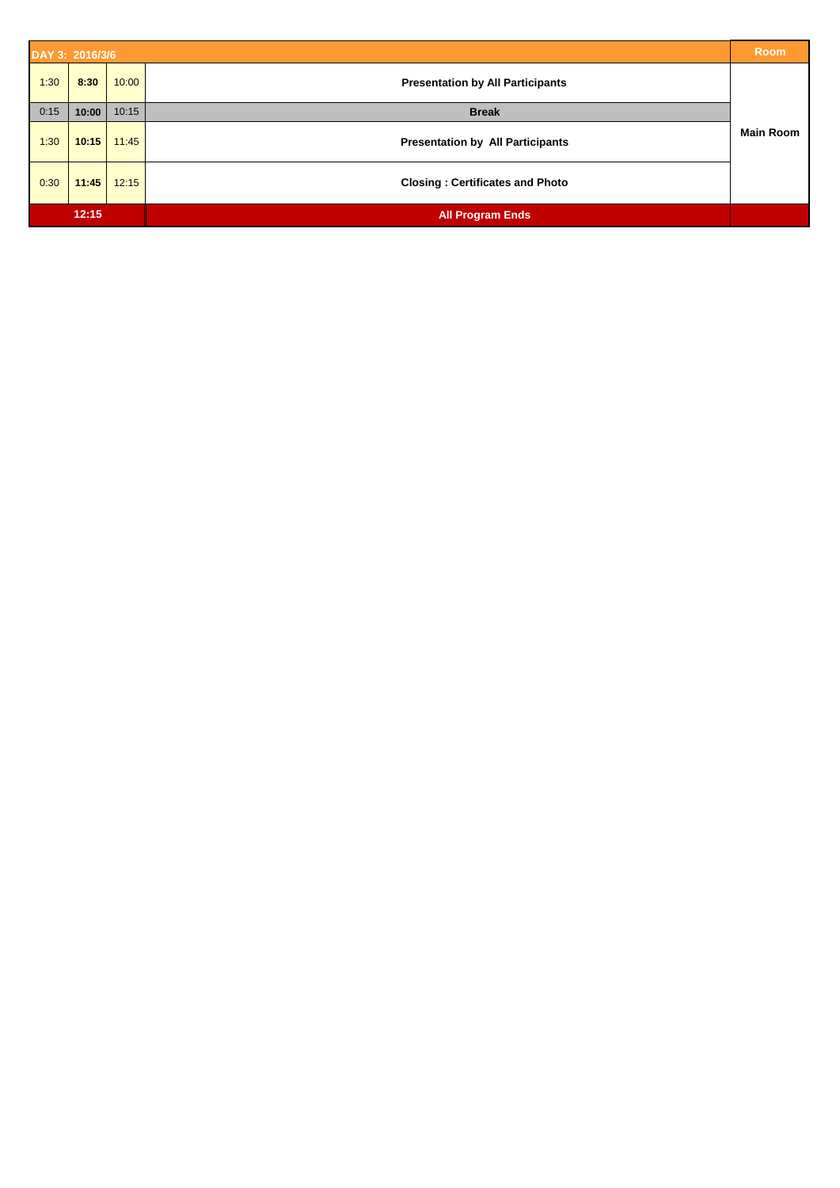| DAY 3: 2016/3/6 | | | | Room |
|---|---|---|---|---|
| 1:30 | **8:30** | 10:00 | **Presentation by All Participants** | **Main Room** |
| 0:15 | **10:00** | 10:15 | **Break** | |
| 1:30 | **10:15** | 11:45 | **Presentation by All Participants** | |
| 0:30 | **11:45** | 12:15 | **Closing : Certificates and Photo** | |
| | **12:15** | | **All Program Ends** | |